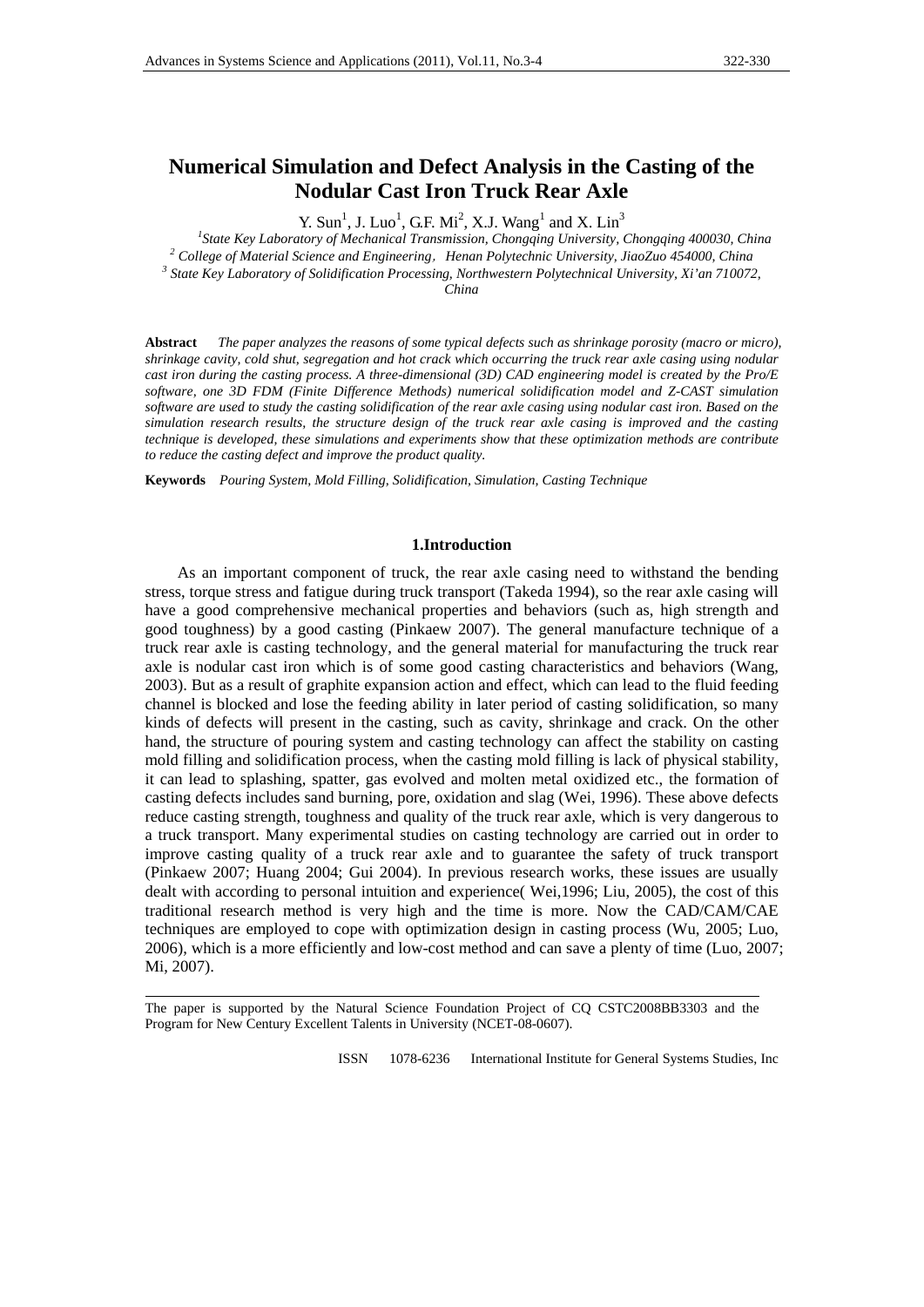# Numerical Simulation and Defect Analysis in the Casting of the Nodular Cast Iron Truck Rear Axle

Y. Sun[1], J. Luo[1], G.F. Mi[2], X.J. Wang[1] and X. Lin[3]

[1] *State Key Laboratory of Mechanical Transmission, Chongqing University, Chongqing 400030, China*
[2] *College of Material Science and Engineering，Henan Polytechnic University, JiaoZuo 454000, China*
[3] *State Key Laboratory of Solidification Processing, Northwestern Polytechnical University, Xi'an 710072, China*

**Abstract** *The paper analyzes the reasons of some typical defects such as shrinkage porosity (macro or micro), shrinkage cavity, cold shut, segregation and hot crack which occurring the truck rear axle casing using nodular cast iron during the casting process. A three-dimensional (3D) CAD engineering model is created by the Pro/E software, one 3D FDM (Finite Difference Methods) numerical solidification model and Z-CAST simulation software are used to study the casting solidification of the rear axle casing using nodular cast iron. Based on the simulation research results, the structure design of the truck rear axle casing is improved and the casting technique is developed, these simulations and experiments show that these optimization methods are contribute to reduce the casting defect and improve the product quality.*

**Keywords** *Pouring System, Mold Filling, Solidification, Simulation, Casting Technique*

## 1.Introduction

As an important component of truck, the rear axle casing need to withstand the bending stress, torque stress and fatigue during truck transport (Takeda 1994), so the rear axle casing will have a good comprehensive mechanical properties and behaviors (such as, high strength and good toughness) by a good casting (Pinkaew 2007). The general manufacture technique of a truck rear axle is casting technology, and the general material for manufacturing the truck rear axle is nodular cast iron which is of some good casting characteristics and behaviors (Wang, 2003). But as a result of graphite expansion action and effect, which can lead to the fluid feeding channel is blocked and lose the feeding ability in later period of casting solidification, so many kinds of defects will present in the casting, such as cavity, shrinkage and crack. On the other hand, the structure of pouring system and casting technology can affect the stability on casting mold filling and solidification process, when the casting mold filling is lack of physical stability, it can lead to splashing, spatter, gas evolved and molten metal oxidized etc., the formation of casting defects includes sand burning, pore, oxidation and slag (Wei, 1996). These above defects reduce casting strength, toughness and quality of the truck rear axle, which is very dangerous to a truck transport. Many experimental studies on casting technology are carried out in order to improve casting quality of a truck rear axle and to guarantee the safety of truck transport (Pinkaew 2007; Huang 2004; Gui 2004). In previous research works, these issues are usually dealt with according to personal intuition and experience( Wei,1996; Liu, 2005), the cost of this traditional research method is very high and the time is more. Now the CAD/CAM/CAE techniques are employed to cope with optimization design in casting process (Wu, 2005; Luo, 2006), which is a more efficiently and low-cost method and can save a plenty of time (Luo, 2007; Mi, 2007).

The paper is supported by the Natural Science Foundation Project of CQ CSTC2008BB3303 and the Program for New Century Excellent Talents in University (NCET-08-0607).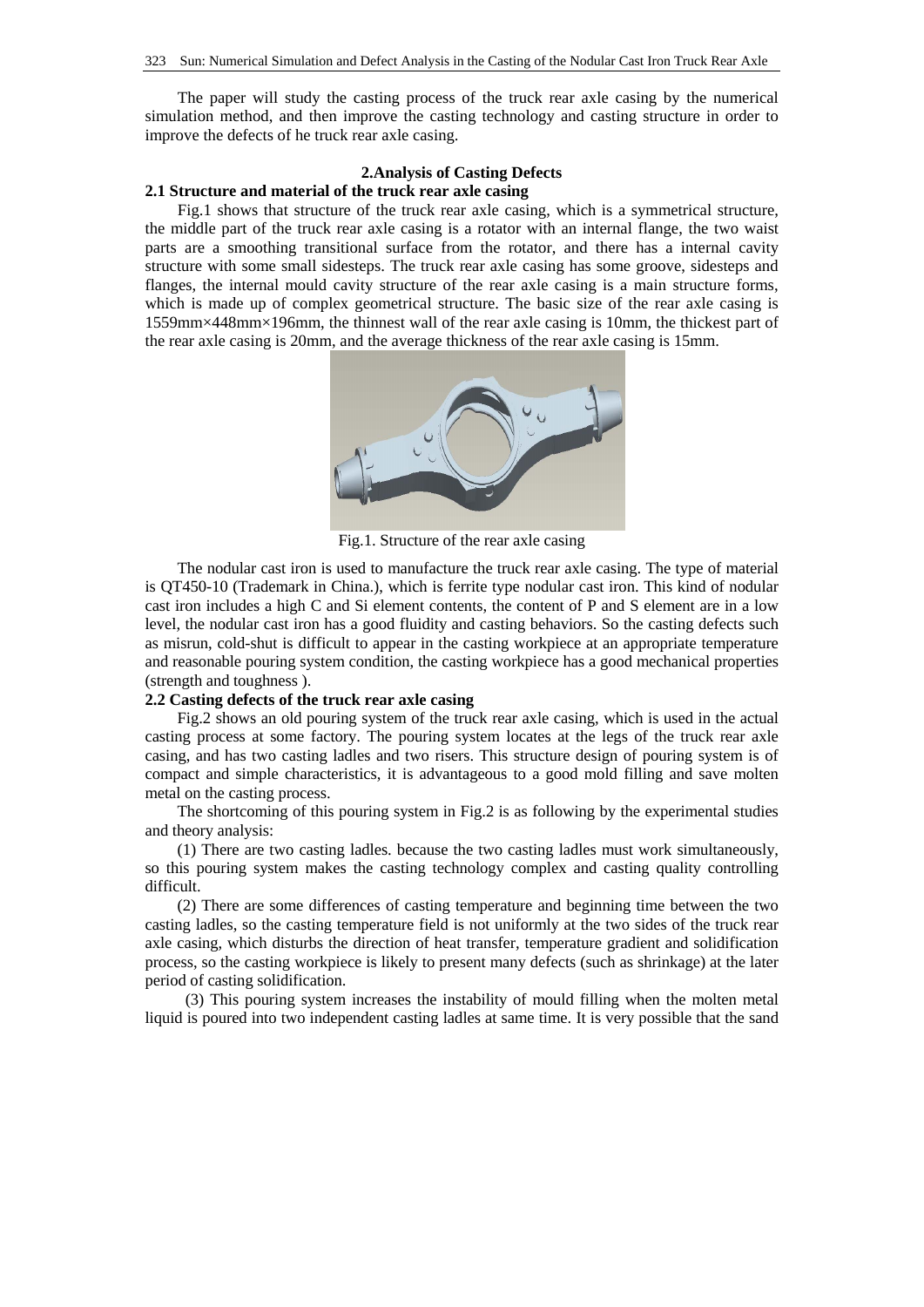The paper will study the casting process of the truck rear axle casing by the numerical simulation method, and then improve the casting technology and casting structure in order to improve the defects of he truck rear axle casing.

## 2.Analysis of Casting Defects

### 2.1 Structure and material of the truck rear axle casing

Fig.1 shows that structure of the truck rear axle casing, which is a symmetrical structure, the middle part of the truck rear axle casing is a rotator with an internal flange, the two waist parts are a smoothing transitional surface from the rotator, and there has a internal cavity structure with some small sidesteps. The truck rear axle casing has some groove, sidesteps and flanges, the internal mould cavity structure of the rear axle casing is a main structure forms, which is made up of complex geometrical structure. The basic size of the rear axle casing is 1559mm×448mm×196mm, the thinnest wall of the rear axle casing is 10mm, the thickest part of the rear axle casing is 20mm, and the average thickness of the rear axle casing is 15mm.

Fig.1. Structure of the rear axle casing

The nodular cast iron is used to manufacture the truck rear axle casing. The type of material is QT450-10 (Trademark in China.), which is ferrite type nodular cast iron. This kind of nodular cast iron includes a high C and Si element contents, the content of P and S element are in a low level, the nodular cast iron has a good fluidity and casting behaviors. So the casting defects such as misrun, cold-shut is difficult to appear in the casting workpiece at an appropriate temperature and reasonable pouring system condition, the casting workpiece has a good mechanical properties (strength and toughness ).

### 2.2 Casting defects of the truck rear axle casing

Fig.2 shows an old pouring system of the truck rear axle casing, which is used in the actual casting process at some factory. The pouring system locates at the legs of the truck rear axle casing, and has two casting ladles and two risers. This structure design of pouring system is of compact and simple characteristics, it is advantageous to a good mold filling and save molten metal on the casting process.

The shortcoming of this pouring system in Fig.2 is as following by the experimental studies and theory analysis:

(1) There are two casting ladles. because the two casting ladles must work simultaneously, so this pouring system makes the casting technology complex and casting quality controlling difficult.

(2) There are some differences of casting temperature and beginning time between the two casting ladles, so the casting temperature field is not uniformly at the two sides of the truck rear axle casing, which disturbs the direction of heat transfer, temperature gradient and solidification process, so the casting workpiece is likely to present many defects (such as shrinkage) at the later period of casting solidification.

(3) This pouring system increases the instability of mould filling when the molten metal liquid is poured into two independent casting ladles at same time. It is very possible that the sand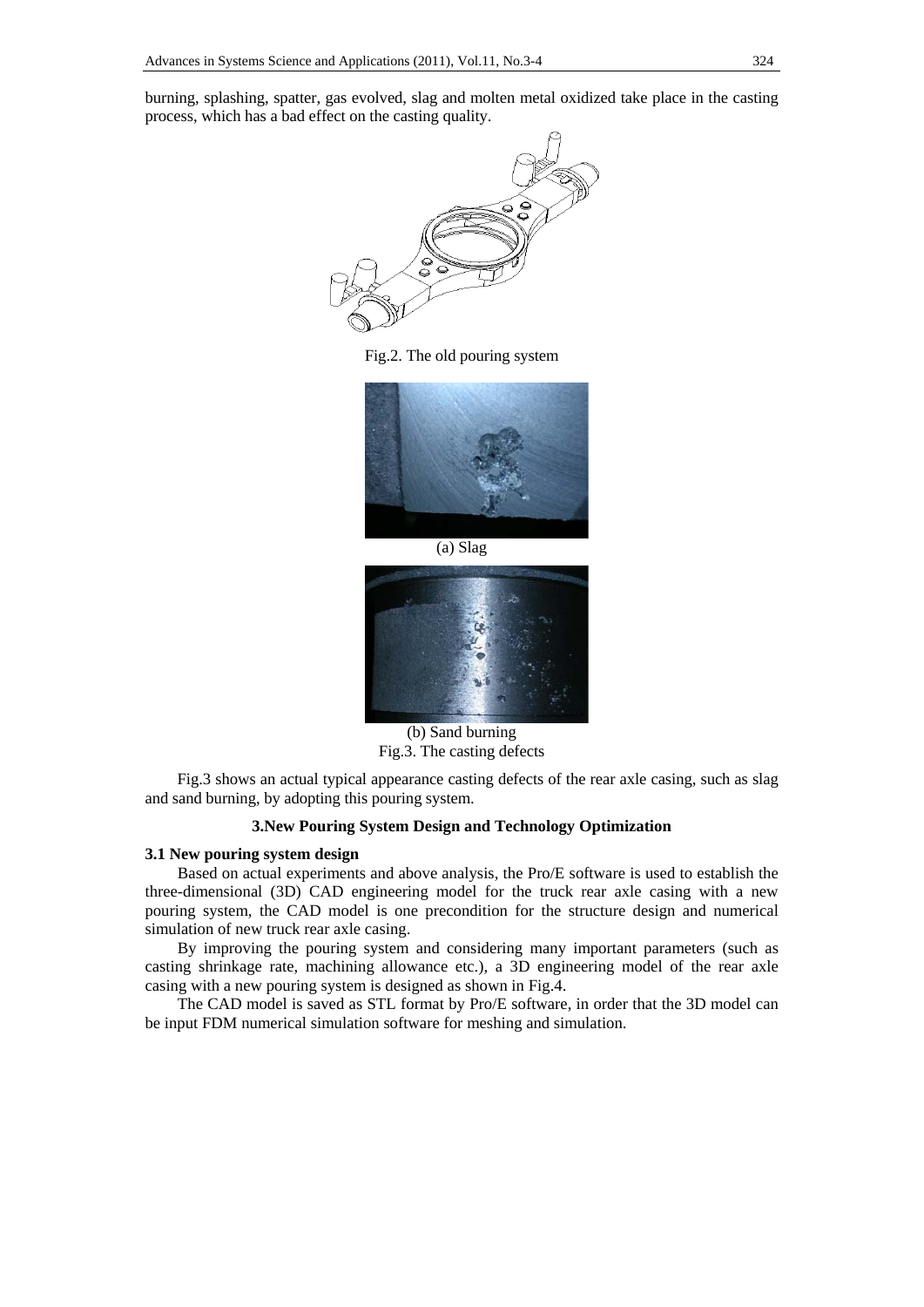burning, splashing, spatter, gas evolved, slag and molten metal oxidized take place in the casting process, which has a bad effect on the casting quality.

Fig.2. The old pouring system

(a) Slag

(b) Sand burning

Fig.3. The casting defects

Fig.3 shows an actual typical appearance casting defects of the rear axle casing, such as slag and sand burning, by adopting this pouring system.

## 3.New Pouring System Design and Technology Optimization

### 3.1 New pouring system design

Based on actual experiments and above analysis, the Pro/E software is used to establish the three-dimensional (3D) CAD engineering model for the truck rear axle casing with a new pouring system, the CAD model is one precondition for the structure design and numerical simulation of new truck rear axle casing.

By improving the pouring system and considering many important parameters (such as casting shrinkage rate, machining allowance etc.), a 3D engineering model of the rear axle casing with a new pouring system is designed as shown in Fig.4.

The CAD model is saved as STL format by Pro/E software, in order that the 3D model can be input FDM numerical simulation software for meshing and simulation.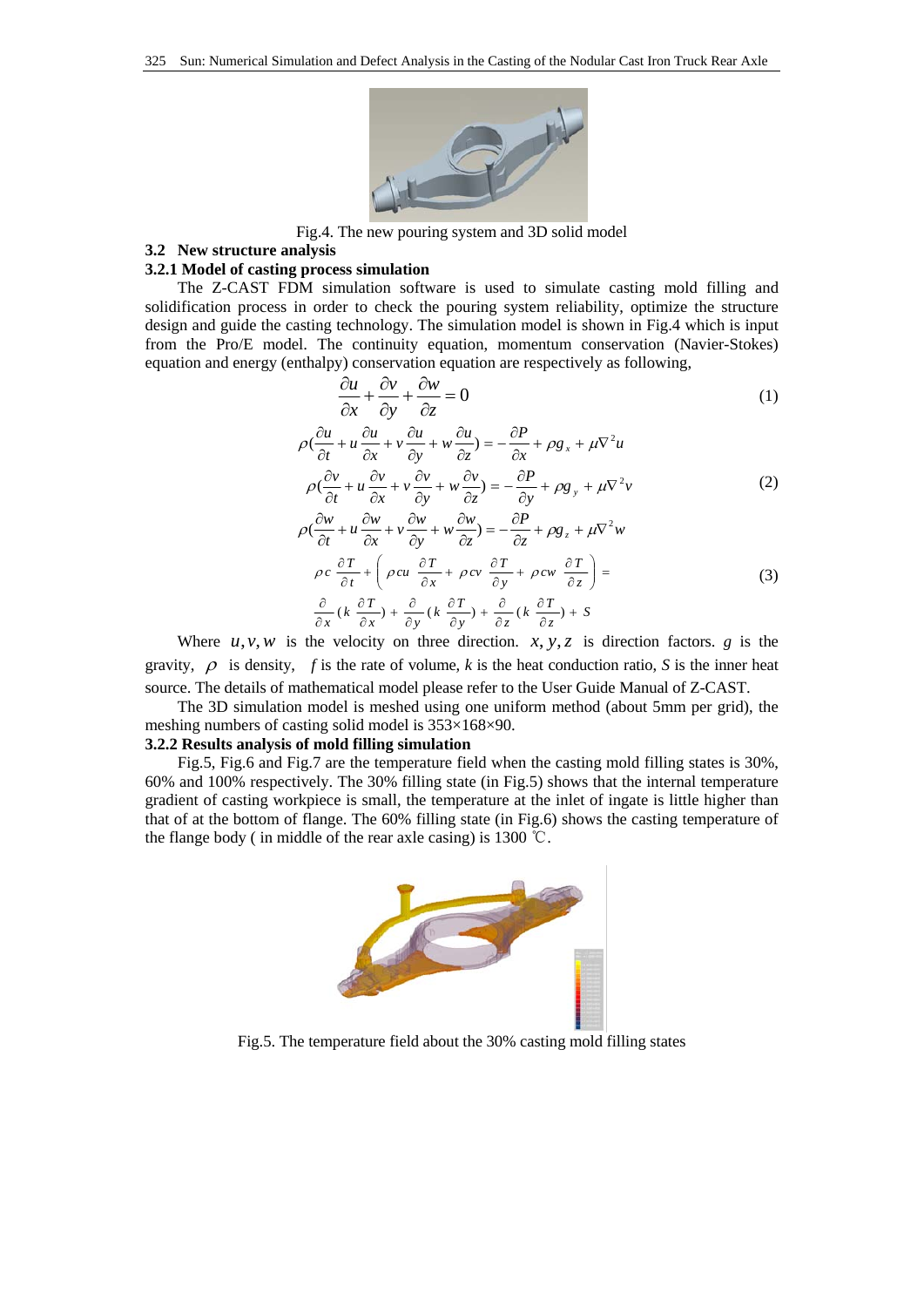Fig.4. The new pouring system and 3D solid model

### 3.2 New structure analysis

#### 3.2.1 Model of casting process simulation

The Z-CAST FDM simulation software is used to simulate casting mold filling and solidification process in order to check the pouring system reliability, optimize the structure design and guide the casting technology. The simulation model is shown in Fig.4 which is input from the Pro/E model. The continuity equation, momentum conservation (Navier-Stokes) equation and energy (enthalpy) conservation equation are respectively as following,

$$\frac{\partial u}{\partial x}+\frac{\partial v}{\partial y}+\frac{\partial w}{\partial z}=0 \tag{1}$$

$$\begin{aligned}
\rho(\frac{\partial u}{\partial t}+u\frac{\partial u}{\partial x}+v\frac{\partial u}{\partial y}+w\frac{\partial u}{\partial z}) &= -\frac{\partial P}{\partial x}+\rho g_x+\mu\nabla^2 u \\
\rho(\frac{\partial v}{\partial t}+u\frac{\partial v}{\partial x}+v\frac{\partial v}{\partial y}+w\frac{\partial v}{\partial z}) &= -\frac{\partial P}{\partial y}+\rho g_y+\mu\nabla^2 v \\
\rho(\frac{\partial w}{\partial t}+u\frac{\partial w}{\partial x}+v\frac{\partial w}{\partial y}+w\frac{\partial w}{\partial z}) &= -\frac{\partial P}{\partial z}+\rho g_z+\mu\nabla^2 w
\end{aligned} \tag{2}$$

$$\begin{aligned}
&\rho c\,\frac{\partial T}{\partial t}+\left(\rho cu\,\frac{\partial T}{\partial x}+\rho cv\,\frac{\partial T}{\partial y}+\rho cw\,\frac{\partial T}{\partial z}\right)= \\
&\frac{\partial}{\partial x}(k\,\frac{\partial T}{\partial x})+\frac{\partial}{\partial y}(k\,\frac{\partial T}{\partial y})+\frac{\partial}{\partial z}(k\,\frac{\partial T}{\partial z})+S
\end{aligned} \tag{3}$$

Where $u, v, w$ is the velocity on three direction. $x, y, z$ is direction factors. $g$ is the gravity, $\rho$ is density, $f$ is the rate of volume, $k$ is the heat conduction ratio, $S$ is the inner heat source. The details of mathematical model please refer to the User Guide Manual of Z-CAST.

The 3D simulation model is meshed using one uniform method (about 5mm per grid), the meshing numbers of casting solid model is 353×168×90.

#### 3.2.2 Results analysis of mold filling simulation

Fig.5, Fig.6 and Fig.7 are the temperature field when the casting mold filling states is 30%, 60% and 100% respectively. The 30% filling state (in Fig.5) shows that the internal temperature gradient of casting workpiece is small, the temperature at the inlet of ingate is little higher than that of at the bottom of flange. The 60% filling state (in Fig.6) shows the casting temperature of the flange body ( in middle of the rear axle casing) is 1300 ℃.

Fig.5. The temperature field about the 30% casting mold filling states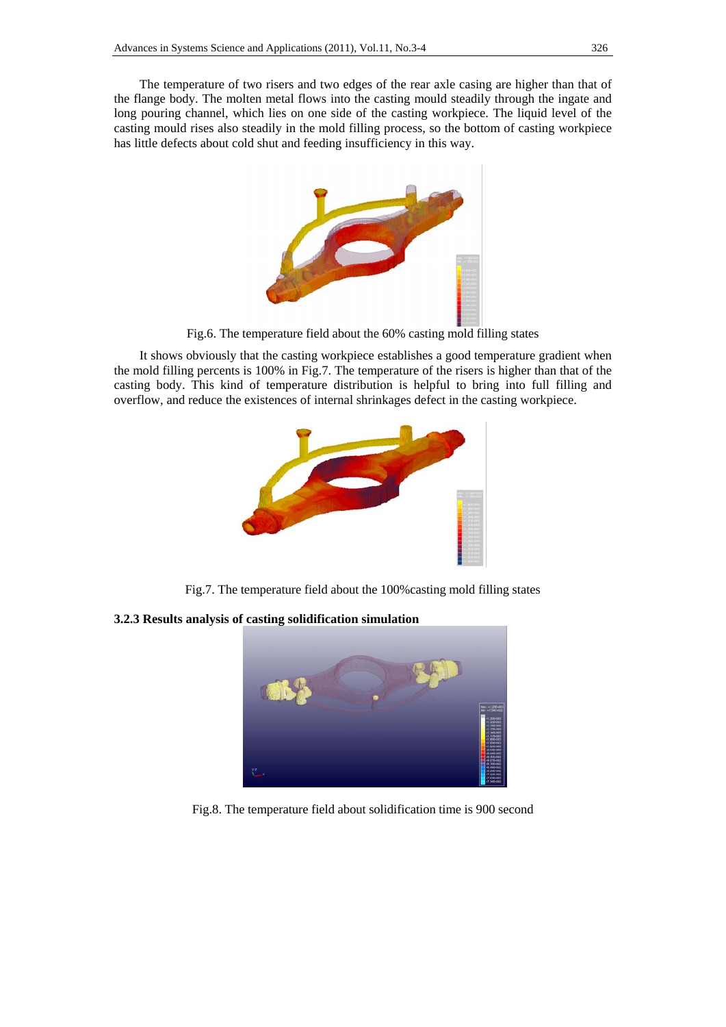The temperature of two risers and two edges of the rear axle casing are higher than that of the flange body. The molten metal flows into the casting mould steadily through the ingate and long pouring channel, which lies on one side of the casting workpiece. The liquid level of the casting mould rises also steadily in the mold filling process, so the bottom of casting workpiece has little defects about cold shut and feeding insufficiency in this way.

Fig.6. The temperature field about the 60% casting mold filling states

It shows obviously that the casting workpiece establishes a good temperature gradient when the mold filling percents is 100% in Fig.7. The temperature of the risers is higher than that of the casting body. This kind of temperature distribution is helpful to bring into full filling and overflow, and reduce the existences of internal shrinkages defect in the casting workpiece.

Fig.7. The temperature field about the 100%casting mold filling states

### 3.2.3 Results analysis of casting solidification simulation

Fig.8. The temperature field about solidification time is 900 second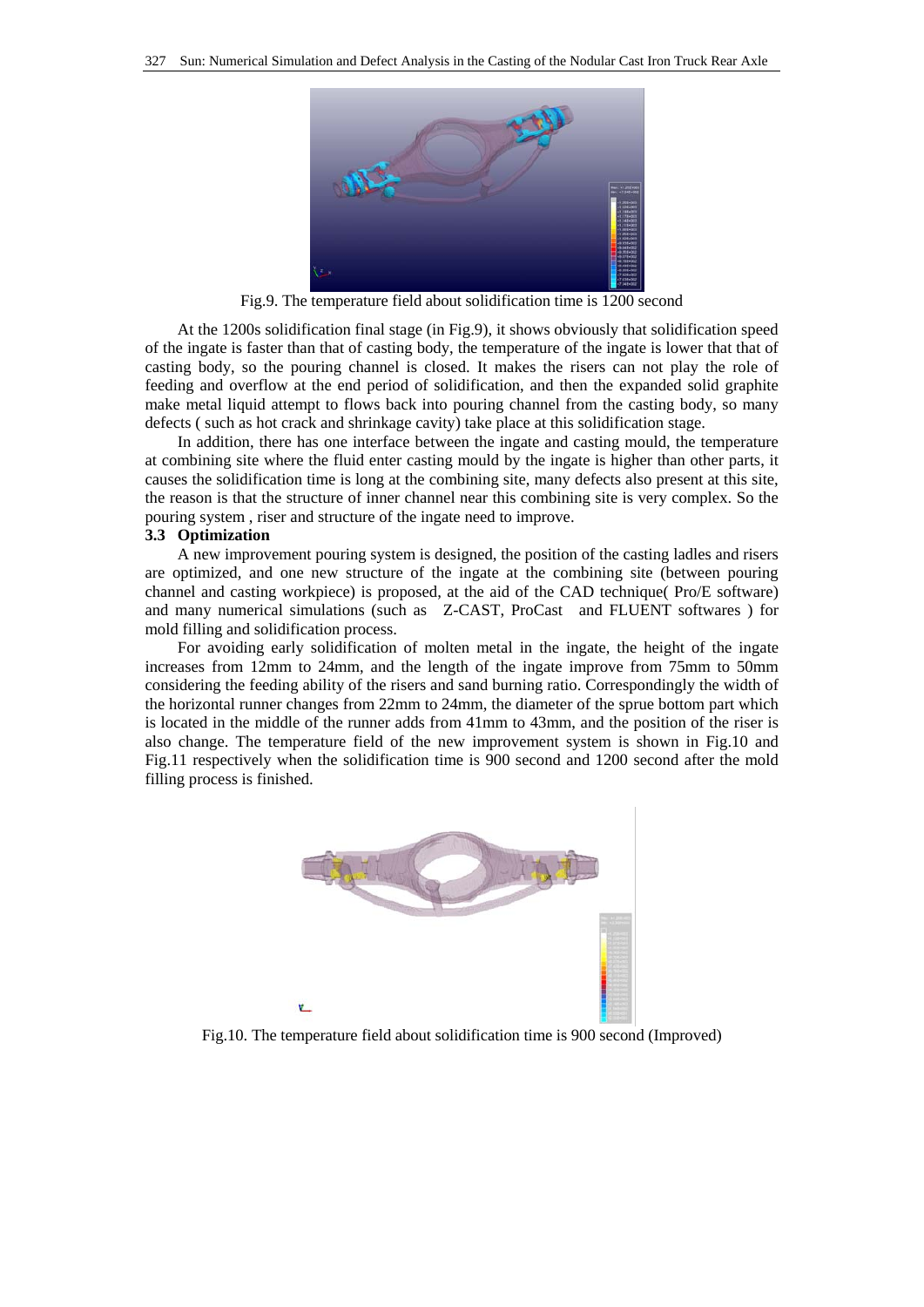Fig.9. The temperature field about solidification time is 1200 second

At the 1200s solidification final stage (in Fig.9), it shows obviously that solidification speed of the ingate is faster than that of casting body, the temperature of the ingate is lower that that of casting body, so the pouring channel is closed. It makes the risers can not play the role of feeding and overflow at the end period of solidification, and then the expanded solid graphite make metal liquid attempt to flows back into pouring channel from the casting body, so many defects ( such as hot crack and shrinkage cavity) take place at this solidification stage.

In addition, there has one interface between the ingate and casting mould, the temperature at combining site where the fluid enter casting mould by the ingate is higher than other parts, it causes the solidification time is long at the combining site, many defects also present at this site, the reason is that the structure of inner channel near this combining site is very complex. So the pouring system , riser and structure of the ingate need to improve.

### 3.3 Optimization

A new improvement pouring system is designed, the position of the casting ladles and risers are optimized, and one new structure of the ingate at the combining site (between pouring channel and casting workpiece) is proposed, at the aid of the CAD technique( Pro/E software) and many numerical simulations (such as Z-CAST, ProCast and FLUENT softwares ) for mold filling and solidification process.

For avoiding early solidification of molten metal in the ingate, the height of the ingate increases from 12mm to 24mm, and the length of the ingate improve from 75mm to 50mm considering the feeding ability of the risers and sand burning ratio. Correspondingly the width of the horizontal runner changes from 22mm to 24mm, the diameter of the sprue bottom part which is located in the middle of the runner adds from 41mm to 43mm, and the position of the riser is also change. The temperature field of the new improvement system is shown in Fig.10 and Fig.11 respectively when the solidification time is 900 second and 1200 second after the mold filling process is finished.

Fig.10. The temperature field about solidification time is 900 second (Improved)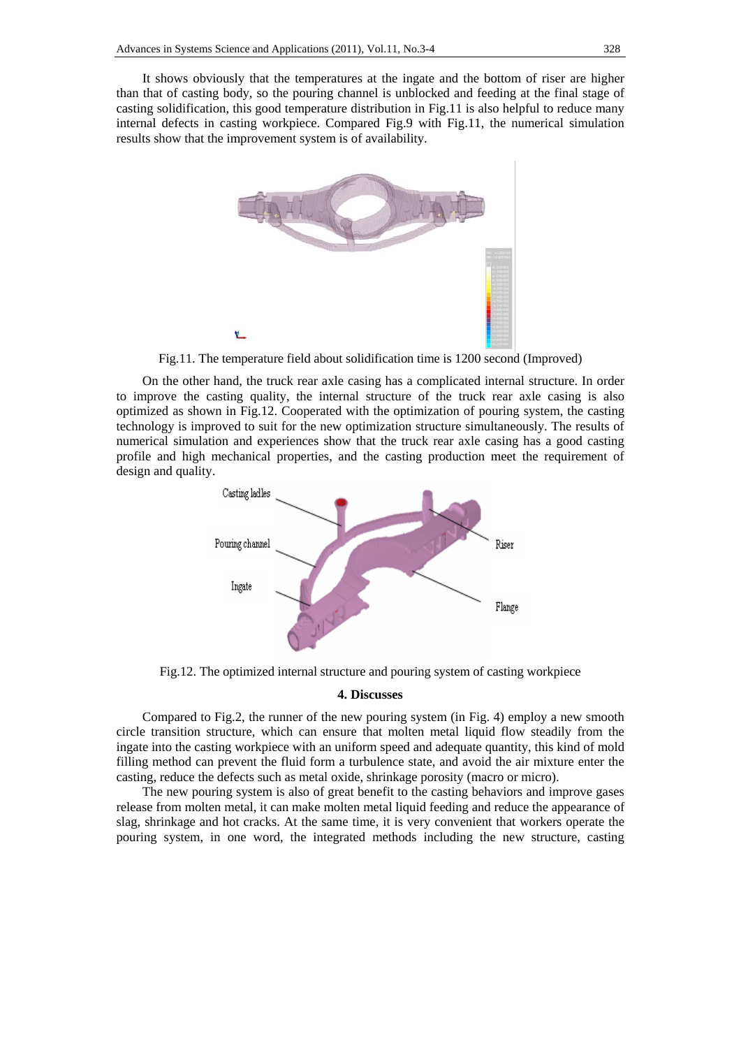It shows obviously that the temperatures at the ingate and the bottom of riser are higher than that of casting body, so the pouring channel is unblocked and feeding at the final stage of casting solidification, this good temperature distribution in Fig.11 is also helpful to reduce many internal defects in casting workpiece. Compared Fig.9 with Fig.11, the numerical simulation results show that the improvement system is of availability.

Fig.11. The temperature field about solidification time is 1200 second (Improved)

On the other hand, the truck rear axle casing has a complicated internal structure. In order to improve the casting quality, the internal structure of the truck rear axle casing is also optimized as shown in Fig.12. Cooperated with the optimization of pouring system, the casting technology is improved to suit for the new optimization structure simultaneously. The results of numerical simulation and experiences show that the truck rear axle casing has a good casting profile and high mechanical properties, and the casting production meet the requirement of design and quality.

Fig.12. The optimized internal structure and pouring system of casting workpiece

## 4. Discusses

Compared to Fig.2, the runner of the new pouring system (in Fig. 4) employ a new smooth circle transition structure, which can ensure that molten metal liquid flow steadily from the ingate into the casting workpiece with an uniform speed and adequate quantity, this kind of mold filling method can prevent the fluid form a turbulence state, and avoid the air mixture enter the casting, reduce the defects such as metal oxide, shrinkage porosity (macro or micro).

The new pouring system is also of great benefit to the casting behaviors and improve gases release from molten metal, it can make molten metal liquid feeding and reduce the appearance of slag, shrinkage and hot cracks. At the same time, it is very convenient that workers operate the pouring system, in one word, the integrated methods including the new structure, casting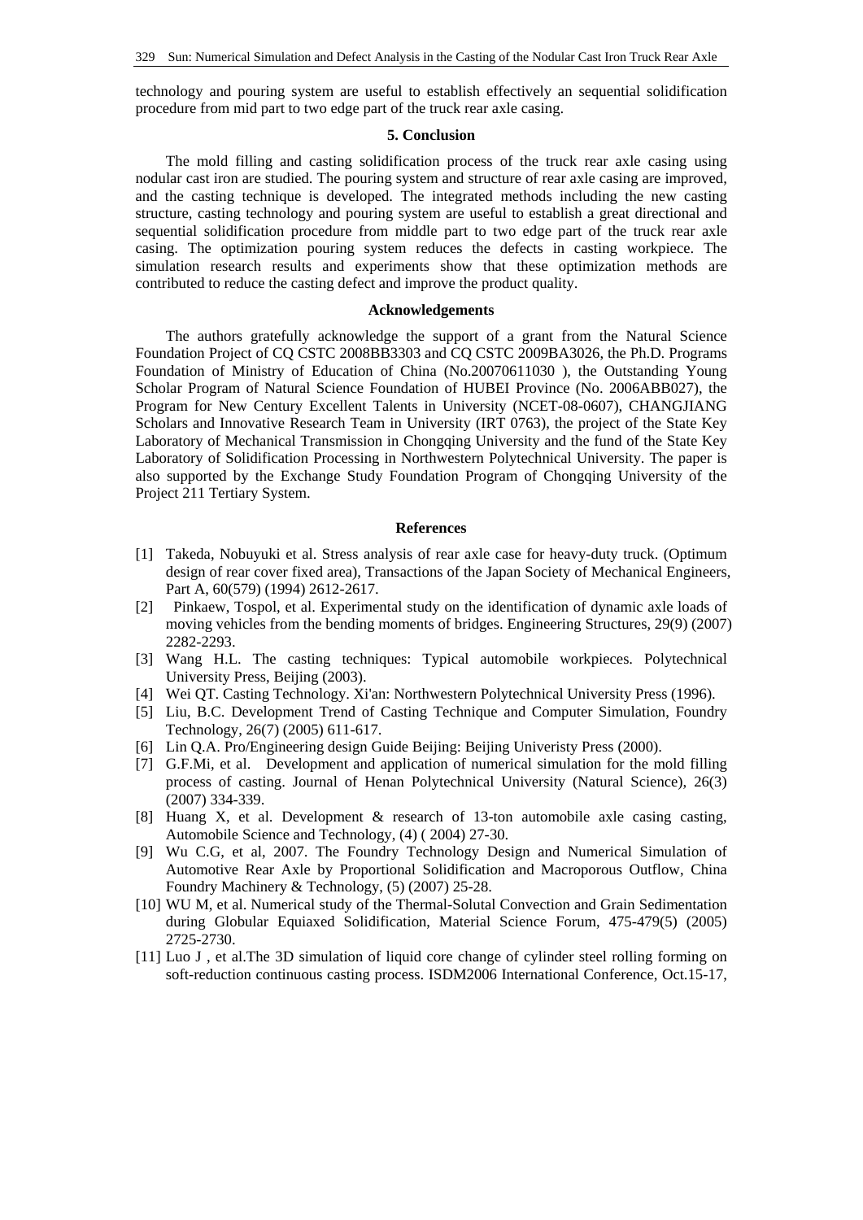technology and pouring system are useful to establish effectively an sequential solidification procedure from mid part to two edge part of the truck rear axle casing.

## 5. Conclusion

The mold filling and casting solidification process of the truck rear axle casing using nodular cast iron are studied. The pouring system and structure of rear axle casing are improved, and the casting technique is developed. The integrated methods including the new casting structure, casting technology and pouring system are useful to establish a great directional and sequential solidification procedure from middle part to two edge part of the truck rear axle casing. The optimization pouring system reduces the defects in casting workpiece. The simulation research results and experiments show that these optimization methods are contributed to reduce the casting defect and improve the product quality.

## Acknowledgements

The authors gratefully acknowledge the support of a grant from the Natural Science Foundation Project of CQ CSTC 2008BB3303 and CQ CSTC 2009BA3026, the Ph.D. Programs Foundation of Ministry of Education of China (No.20070611030 ), the Outstanding Young Scholar Program of Natural Science Foundation of HUBEI Province (No. 2006ABB027), the Program for New Century Excellent Talents in University (NCET-08-0607), CHANGJIANG Scholars and Innovative Research Team in University (IRT 0763), the project of the State Key Laboratory of Mechanical Transmission in Chongqing University and the fund of the State Key Laboratory of Solidification Processing in Northwestern Polytechnical University. The paper is also supported by the Exchange Study Foundation Program of Chongqing University of the Project 211 Tertiary System.

## References

[1] Takeda, Nobuyuki et al. Stress analysis of rear axle case for heavy-duty truck. (Optimum design of rear cover fixed area), Transactions of the Japan Society of Mechanical Engineers, Part A, 60(579) (1994) 2612-2617.

[2] Pinkaew, Tospol, et al. Experimental study on the identification of dynamic axle loads of moving vehicles from the bending moments of bridges. Engineering Structures, 29(9) (2007) 2282-2293.

[3] Wang H.L. The casting techniques: Typical automobile workpieces. Polytechnical University Press, Beijing (2003).

[4] Wei QT. Casting Technology. Xi'an: Northwestern Polytechnical University Press (1996).

[5] Liu, B.C. Development Trend of Casting Technique and Computer Simulation, Foundry Technology, 26(7) (2005) 611-617.

[6] Lin Q.A. Pro/Engineering design Guide Beijing: Beijing Univeristy Press (2000).

[7] G.F.Mi, et al. Development and application of numerical simulation for the mold filling process of casting. Journal of Henan Polytechnical University (Natural Science), 26(3) (2007) 334-339.

[8] Huang X, et al. Development & research of 13-ton automobile axle casing casting, Automobile Science and Technology, (4) ( 2004) 27-30.

[9] Wu C.G, et al, 2007. The Foundry Technology Design and Numerical Simulation of Automotive Rear Axle by Proportional Solidification and Macroporous Outflow, China Foundry Machinery & Technology, (5) (2007) 25-28.

[10] WU M, et al. Numerical study of the Thermal-Solutal Convection and Grain Sedimentation during Globular Equiaxed Solidification, Material Science Forum, 475-479(5) (2005) 2725-2730.

[11] Luo J , et al.The 3D simulation of liquid core change of cylinder steel rolling forming on soft-reduction continuous casting process. ISDM2006 International Conference, Oct.15-17,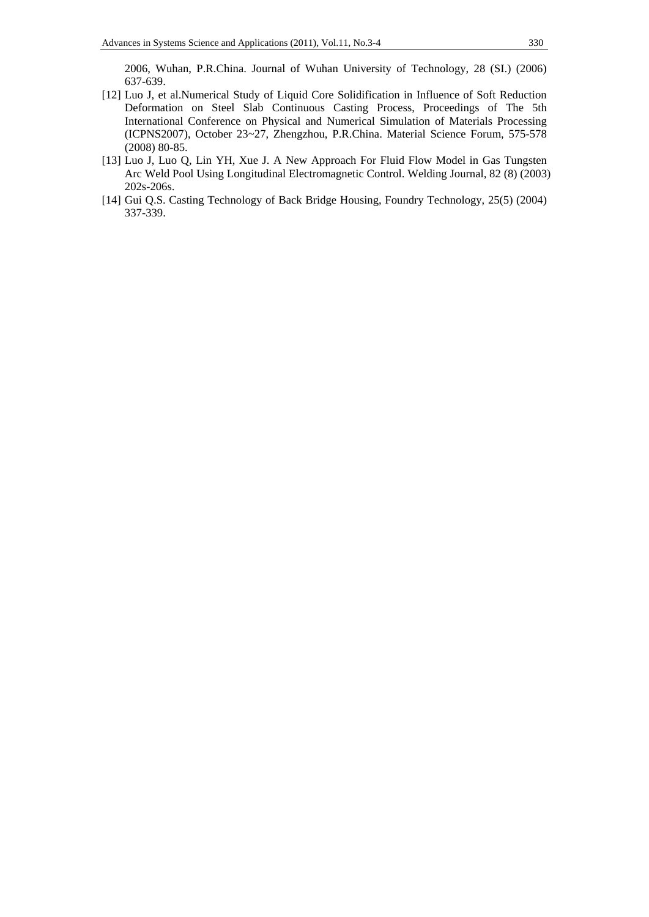2006, Wuhan, P.R.China. Journal of Wuhan University of Technology, 28 (SI.) (2006) 637-639.

[12] Luo J, et al.Numerical Study of Liquid Core Solidification in Influence of Soft Reduction Deformation on Steel Slab Continuous Casting Process, Proceedings of The 5th International Conference on Physical and Numerical Simulation of Materials Processing (ICPNS2007), October 23~27, Zhengzhou, P.R.China. Material Science Forum, 575-578 (2008) 80-85.

[13] Luo J, Luo Q, Lin YH, Xue J. A New Approach For Fluid Flow Model in Gas Tungsten Arc Weld Pool Using Longitudinal Electromagnetic Control. Welding Journal, 82 (8) (2003) 202s-206s.

[14] Gui Q.S. Casting Technology of Back Bridge Housing, Foundry Technology, 25(5) (2004) 337-339.